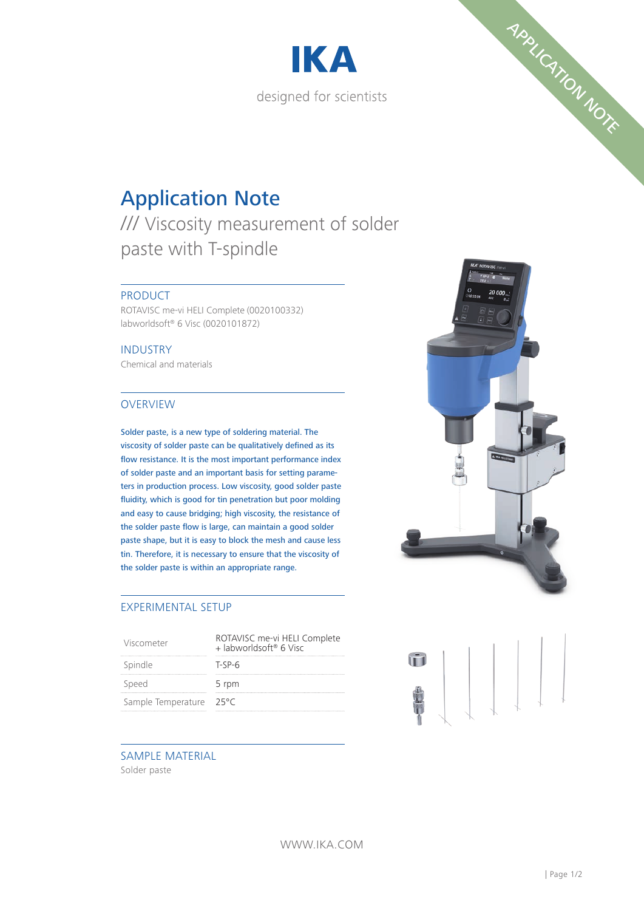# IKA

designed for scientists

APPLICATION NOTE

# Application Note

## /// Viscosity measurement of solder paste with T-spindle

### PRODUCT

ROTAVISC me-vi HELI Complete (0020100332)
labworldsoft® 6 Visc (0020101872)

### INDUSTRY

Chemical and materials

### OVERVIEW

Solder paste, is a new type of soldering material. The viscosity of solder paste can be qualitatively defined as its flow resistance. It is the most important performance index of solder paste and an important basis for setting parameters in production process. Low viscosity, good solder paste fluidity, which is good for tin penetration but poor molding and easy to cause bridging; high viscosity, the resistance of the solder paste flow is large, can maintain a good solder paste shape, but it is easy to block the mesh and cause less tin. Therefore, it is necessary to ensure that the viscosity of the solder paste is within an appropriate range.

### EXPERIMENTAL SETUP

| | |
|---|---|
| Viscometer | ROTAVISC me-vi HELI Complete + labworldsoft® 6 Visc |
| Spindle | T-SP-6 |
| Speed | 5 rpm |
| Sample Temperature | 25°C |

### SAMPLE MATERIAL

Solder paste

WWW.IKA.COM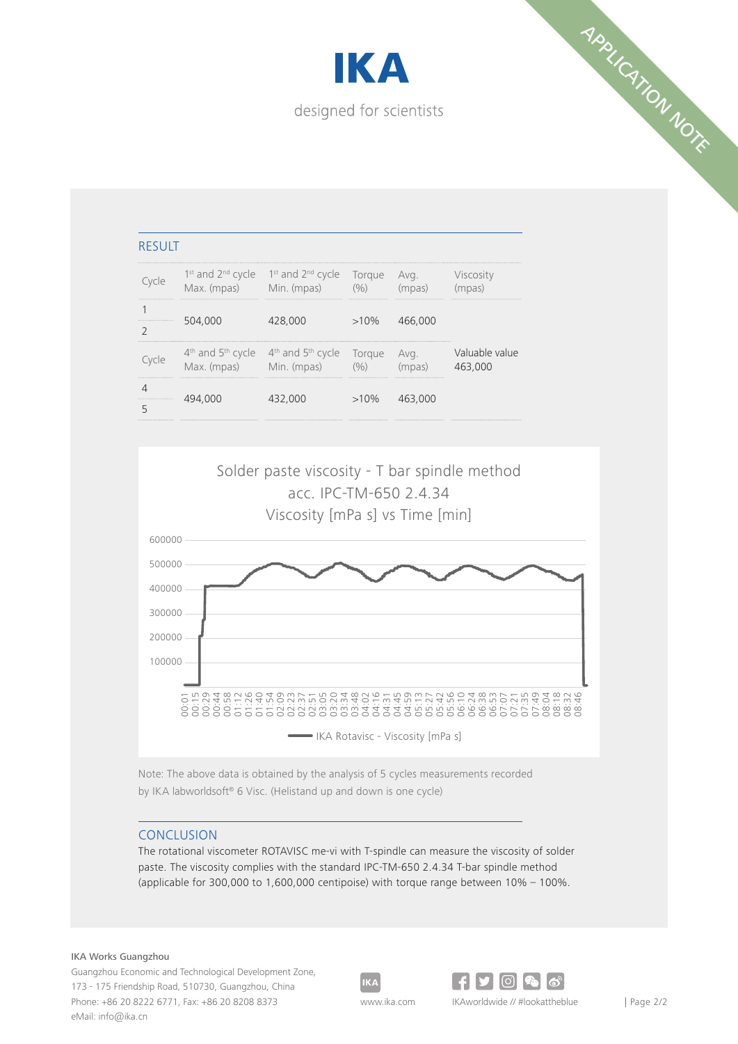## RESULT

| Cycle | 1st and 2nd cycle Max. (mpas) | 1st and 2nd cycle Min. (mpas) | Torque (%) | Avg. (mpas) | Viscosity (mpas) |
|---|---|---|---|---|---|
| 1 | 504,000 | 428,000 | >10% | 466,000 | |
| 2 | | | | | |
| Cycle | 4th and 5th cycle Max. (mpas) | 4th and 5th cycle Min. (mpas) | Torque (%) | Avg. (mpas) | Valuable value 463,000 |
| 4 | 494,000 | 432,000 | >10% | 463,000 | |
| 5 | | | | | |

Solder paste viscosity - T bar spindle method
acc. IPC-TM-650 2.4.34
Viscosity [mPa s] vs Time [min]

600000
500000
400000
300000
200000
100000

00:01 00:15 00:29 00:44 00:58 01:12 01:26 01:40 01:54 02:09 02:23 02:37 02:51 03:05 03:20 03:34 03:48 04:02 04:16 04:31 04:45 04:59 05:13 05:27 05:42 05:56 06:10 06:24 06:38 06:53 07:07 07:21 07:35 07:49 08:04 08:18 08:32 08:46

IKA Rotavisc - Viscosity [mPa s]

Note: The above data is obtained by the analysis of 5 cycles measurements recorded by IKA labworldsoft® 6 Visc. (Helistand up and down is one cycle)

## CONCLUSION

The rotational viscometer ROTAVISC me-vi with T-spindle can measure the viscosity of solder paste. The viscosity complies with the standard IPC-TM-650 2.4.34 T-bar spindle method (applicable for 300,000 to 1,600,000 centipoise) with torque range between 10% – 100%.

**IKA Works Guangzhou**
Guangzhou Economic and Technological Development Zone,
173 - 175 Friendship Road, 510730, Guangzhou, China
Phone: +86 20 8222 6771, Fax: +86 20 8208 8373
eMail: info@ika.cn

www.ika.com

IKAworldwide // #lookattheblue